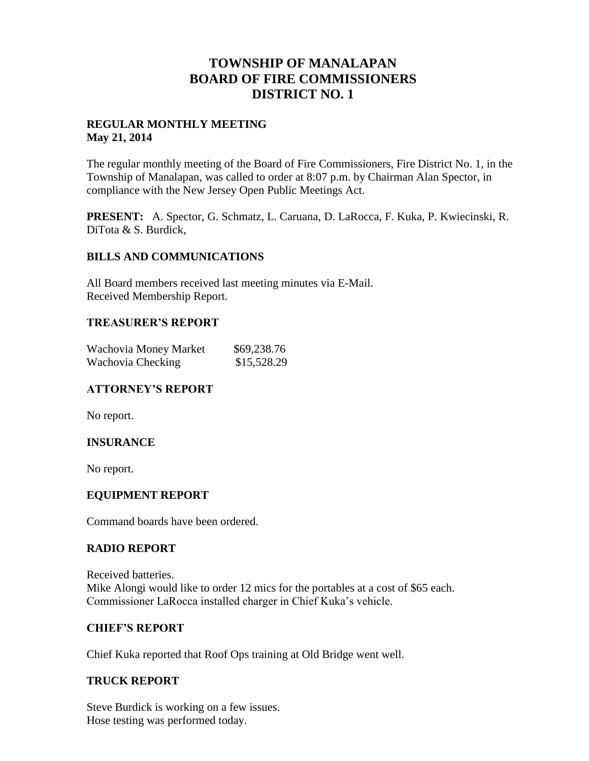# TOWNSHIP OF MANALAPAN
# BOARD OF FIRE COMMISSIONERS
# DISTRICT NO. 1

**REGULAR MONTHLY MEETING**
**May 21, 2014**

The regular monthly meeting of the Board of Fire Commissioners, Fire District No. 1, in the Township of Manalapan, was called to order at 8:07 p.m. by Chairman Alan Spector, in compliance with the New Jersey Open Public Meetings Act.

**PRESENT:** A. Spector, G. Schmatz, L. Caruana, D. LaRocca, F. Kuka, P. Kwiecinski, R. DiTota & S. Burdick,

## BILLS AND COMMUNICATIONS

All Board members received last meeting minutes via E-Mail.
Received Membership Report.

## TREASURER'S REPORT

| | |
|---|---|
| Wachovia Money Market | $69,238.76 |
| Wachovia Checking | $15,528.29 |

## ATTORNEY'S REPORT

No report.

## INSURANCE

No report.

## EQUIPMENT REPORT

Command boards have been ordered.

## RADIO REPORT

Received batteries.
Mike Alongi would like to order 12 mics for the portables at a cost of $65 each.
Commissioner LaRocca installed charger in Chief Kuka's vehicle.

## CHIEF'S REPORT

Chief Kuka reported that Roof Ops training at Old Bridge went well.

## TRUCK REPORT

Steve Burdick is working on a few issues.
Hose testing was performed today.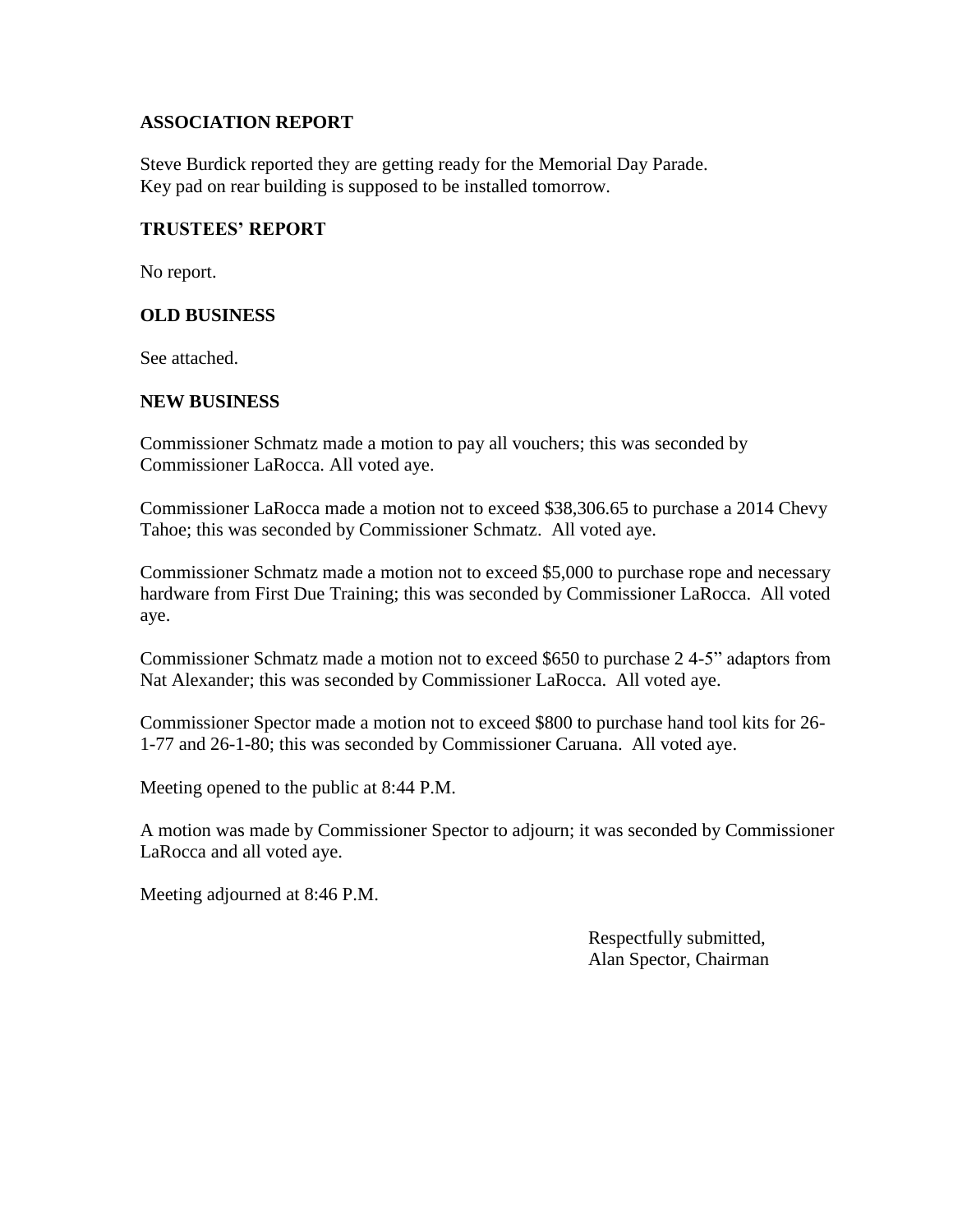## ASSOCIATION REPORT

Steve Burdick reported they are getting ready for the Memorial Day Parade.
Key pad on rear building is supposed to be installed tomorrow.

## TRUSTEES' REPORT

No report.

## OLD BUSINESS

See attached.

## NEW BUSINESS

Commissioner Schmatz made a motion to pay all vouchers; this was seconded by Commissioner LaRocca. All voted aye.

Commissioner LaRocca made a motion not to exceed $38,306.65 to purchase a 2014 Chevy Tahoe; this was seconded by Commissioner Schmatz. All voted aye.

Commissioner Schmatz made a motion not to exceed $5,000 to purchase rope and necessary hardware from First Due Training; this was seconded by Commissioner LaRocca. All voted aye.

Commissioner Schmatz made a motion not to exceed $650 to purchase 2 4-5" adaptors from Nat Alexander; this was seconded by Commissioner LaRocca. All voted aye.

Commissioner Spector made a motion not to exceed $800 to purchase hand tool kits for 26-1-77 and 26-1-80; this was seconded by Commissioner Caruana. All voted aye.

Meeting opened to the public at 8:44 P.M.

A motion was made by Commissioner Spector to adjourn; it was seconded by Commissioner LaRocca and all voted aye.

Meeting adjourned at 8:46 P.M.

Respectfully submitted,
Alan Spector, Chairman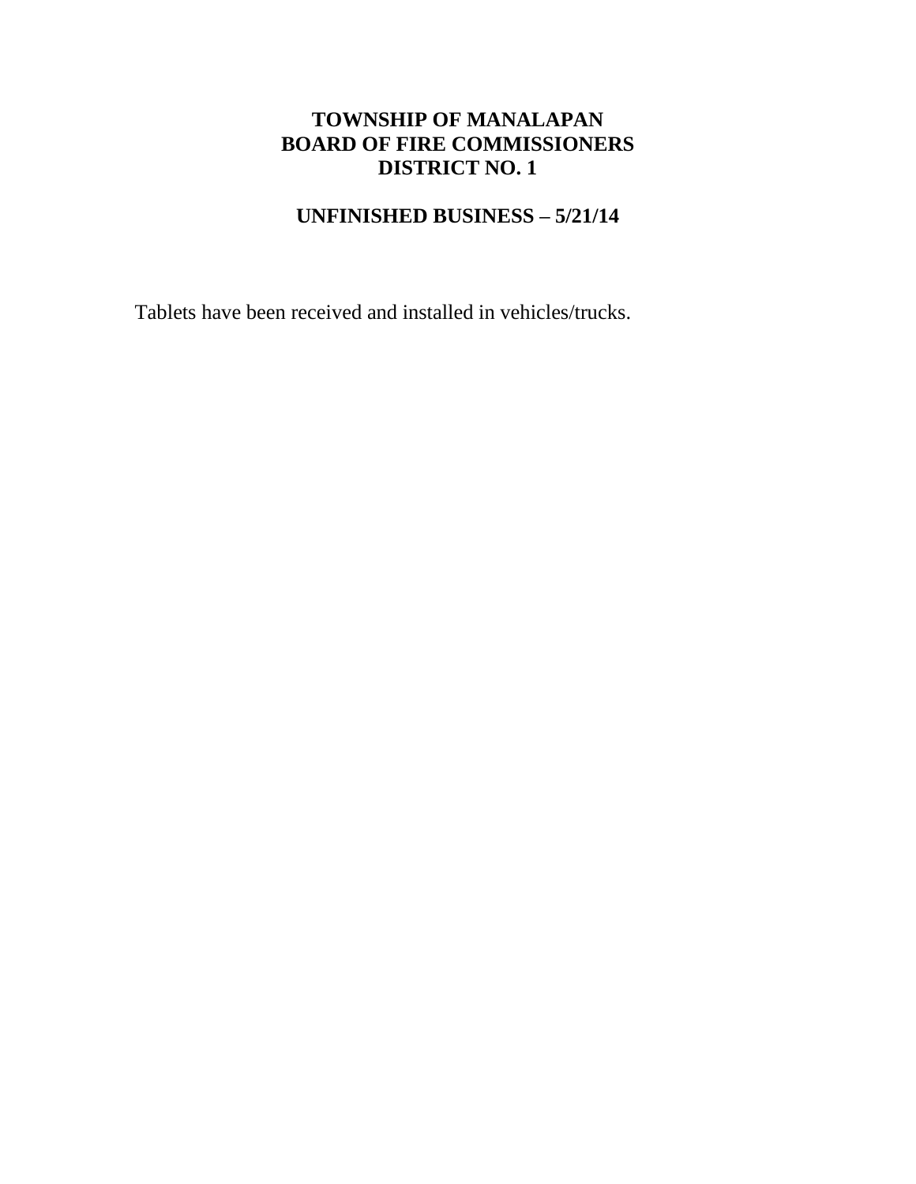# TOWNSHIP OF MANALAPAN
# BOARD OF FIRE COMMISSIONERS
# DISTRICT NO. 1

## UNFINISHED BUSINESS – 5/21/14

Tablets have been received and installed in vehicles/trucks.